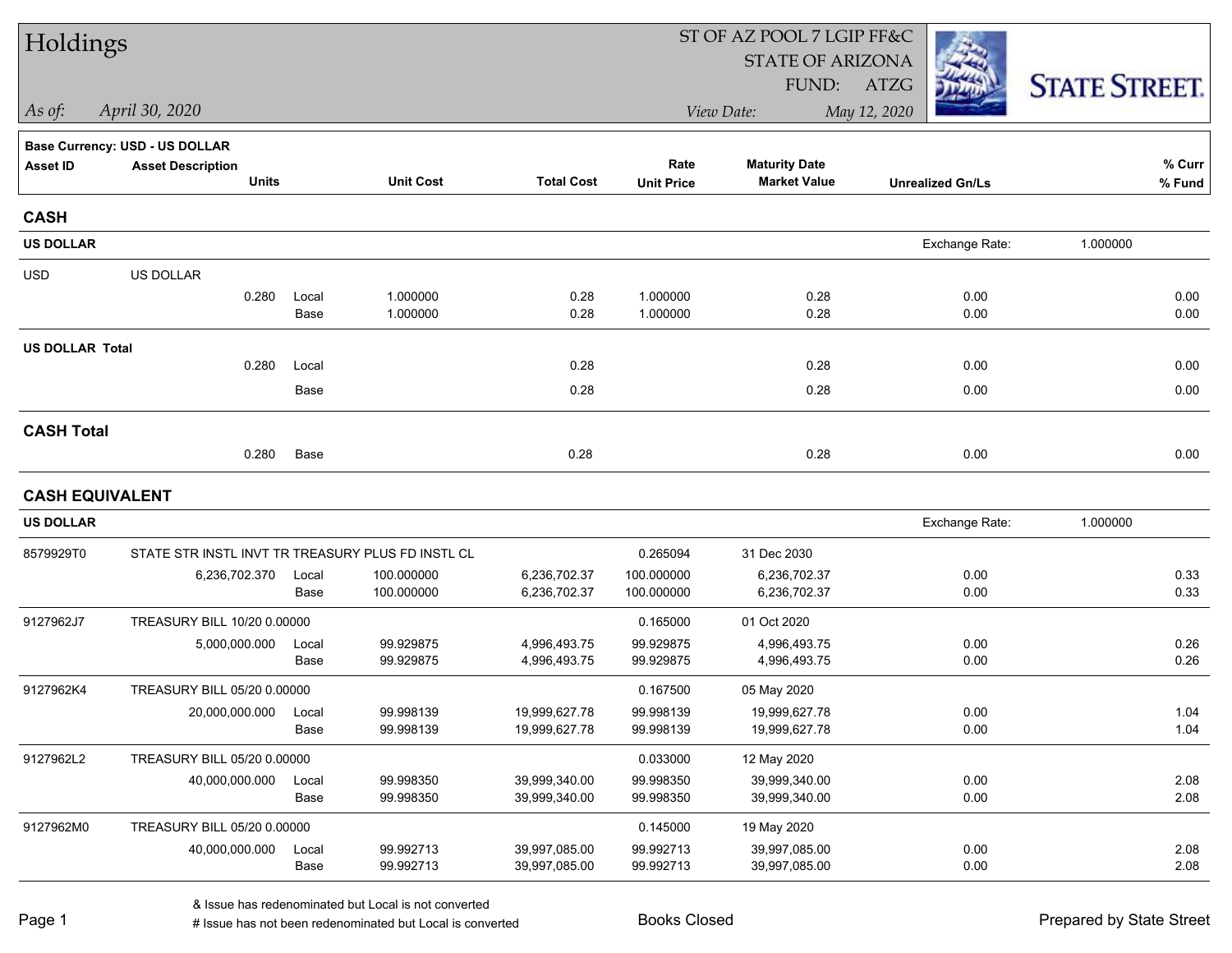# Holdings

ST OF AZ POOL 7 LGIP FF&C
STATE OF ARIZONA
FUND: ATZG

*As of:* *April 30, 2020*

*View Date:* *May 12, 2020*

STATE STREET

**Base Currency: USD - US DOLLAR**

| Asset ID | Asset Description / Units | | Unit Cost | Total Cost | Rate / Unit Price | Maturity Date / Market Value | Unrealized Gn/Ls | % Curr / % Fund |
|---|---|---|---|---|---|---|---|---|
| **CASH** | | | | | | | | |
| **US DOLLAR** | | | | | | | Exchange Rate: | 1.000000 |
| USD | US DOLLAR | | | | | | | |
| | 0.280 | Local | 1.000000 | 0.28 | 1.000000 | 0.28 | 0.00 | 0.00 |
| | | Base | 1.000000 | 0.28 | 1.000000 | 0.28 | 0.00 | 0.00 |
| **US DOLLAR Total** | | | | | | | | |
| | 0.280 | Local | | 0.28 | | 0.28 | 0.00 | 0.00 |
| | | Base | | 0.28 | | 0.28 | 0.00 | 0.00 |
| **CASH Total** | | | | | | | | |
| | 0.280 | Base | | 0.28 | | 0.28 | 0.00 | 0.00 |
| **CASH EQUIVALENT** | | | | | | | | |
| **US DOLLAR** | | | | | | | Exchange Rate: | 1.000000 |
| 8579929T0 | STATE STR INSTL INVT TR TREASURY PLUS FD INSTL CL | | | | 0.265094 | 31 Dec 2030 | | |
| | 6,236,702.370 | Local | 100.000000 | 6,236,702.37 | 100.000000 | 6,236,702.37 | 0.00 | 0.33 |
| | | Base | 100.000000 | 6,236,702.37 | 100.000000 | 6,236,702.37 | 0.00 | 0.33 |
| 9127962J7 | TREASURY BILL 10/20 0.00000 | | | | 0.165000 | 01 Oct 2020 | | |
| | 5,000,000.000 | Local | 99.929875 | 4,996,493.75 | 99.929875 | 4,996,493.75 | 0.00 | 0.26 |
| | | Base | 99.929875 | 4,996,493.75 | 99.929875 | 4,996,493.75 | 0.00 | 0.26 |
| 9127962K4 | TREASURY BILL 05/20 0.00000 | | | | 0.167500 | 05 May 2020 | | |
| | 20,000,000.000 | Local | 99.998139 | 19,999,627.78 | 99.998139 | 19,999,627.78 | 0.00 | 1.04 |
| | | Base | 99.998139 | 19,999,627.78 | 99.998139 | 19,999,627.78 | 0.00 | 1.04 |
| 9127962L2 | TREASURY BILL 05/20 0.00000 | | | | 0.033000 | 12 May 2020 | | |
| | 40,000,000.000 | Local | 99.998350 | 39,999,340.00 | 99.998350 | 39,999,340.00 | 0.00 | 2.08 |
| | | Base | 99.998350 | 39,999,340.00 | 99.998350 | 39,999,340.00 | 0.00 | 2.08 |
| 9127962M0 | TREASURY BILL 05/20 0.00000 | | | | 0.145000 | 19 May 2020 | | |
| | 40,000,000.000 | Local | 99.992713 | 39,997,085.00 | 99.992713 | 39,997,085.00 | 0.00 | 2.08 |
| | | Base | 99.992713 | 39,997,085.00 | 99.992713 | 39,997,085.00 | 0.00 | 2.08 |

& Issue has redenominated but Local is not converted
# Issue has not been redenominated but Local is converted

Books Closed

Prepared by State Street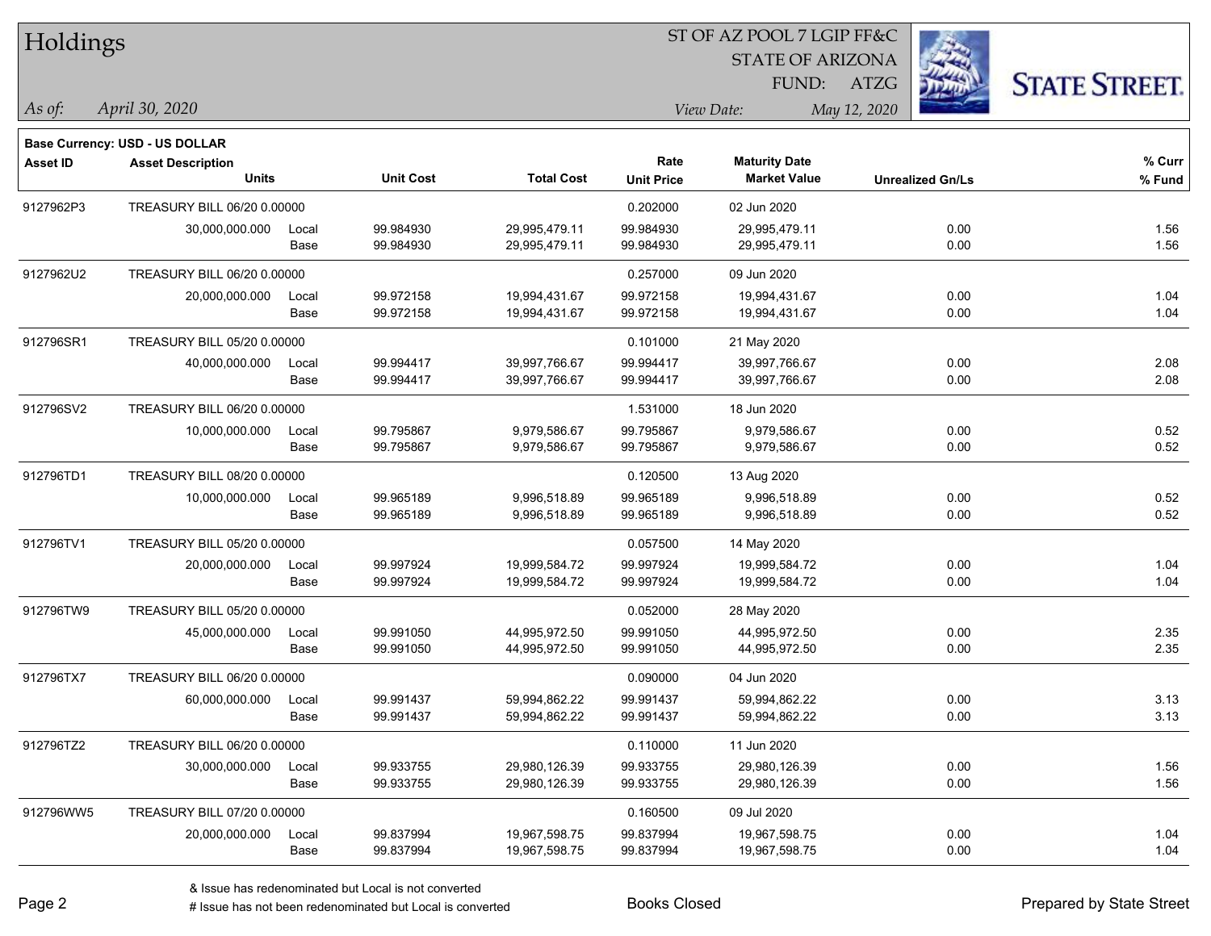# Holdings

ST OF AZ POOL 7 LGIP FF&C
STATE OF ARIZONA
FUND: ATZG

*As of:* *April 30, 2020*

*View Date:* *May 12, 2020*

**Base Currency: USD - US DOLLAR**

| Asset ID | Asset Description Units | | Unit Cost | Total Cost | Rate Unit Price | Maturity Date Market Value | Unrealized Gn/Ls | % Curr % Fund |
|---|---|---|---|---|---|---|---|---|
| 9127962P3 | TREASURY BILL 06/20 0.00000 | | | | 0.202000 | 02 Jun 2020 | | |
| | 30,000,000.000 | Local | 99.984930 | 29,995,479.11 | 99.984930 | 29,995,479.11 | 0.00 | 1.56 |
| | | Base | 99.984930 | 29,995,479.11 | 99.984930 | 29,995,479.11 | 0.00 | 1.56 |
| 9127962U2 | TREASURY BILL 06/20 0.00000 | | | | 0.257000 | 09 Jun 2020 | | |
| | 20,000,000.000 | Local | 99.972158 | 19,994,431.67 | 99.972158 | 19,994,431.67 | 0.00 | 1.04 |
| | | Base | 99.972158 | 19,994,431.67 | 99.972158 | 19,994,431.67 | 0.00 | 1.04 |
| 912796SR1 | TREASURY BILL 05/20 0.00000 | | | | 0.101000 | 21 May 2020 | | |
| | 40,000,000.000 | Local | 99.994417 | 39,997,766.67 | 99.994417 | 39,997,766.67 | 0.00 | 2.08 |
| | | Base | 99.994417 | 39,997,766.67 | 99.994417 | 39,997,766.67 | 0.00 | 2.08 |
| 912796SV2 | TREASURY BILL 06/20 0.00000 | | | | 1.531000 | 18 Jun 2020 | | |
| | 10,000,000.000 | Local | 99.795867 | 9,979,586.67 | 99.795867 | 9,979,586.67 | 0.00 | 0.52 |
| | | Base | 99.795867 | 9,979,586.67 | 99.795867 | 9,979,586.67 | 0.00 | 0.52 |
| 912796TD1 | TREASURY BILL 08/20 0.00000 | | | | 0.120500 | 13 Aug 2020 | | |
| | 10,000,000.000 | Local | 99.965189 | 9,996,518.89 | 99.965189 | 9,996,518.89 | 0.00 | 0.52 |
| | | Base | 99.965189 | 9,996,518.89 | 99.965189 | 9,996,518.89 | 0.00 | 0.52 |
| 912796TV1 | TREASURY BILL 05/20 0.00000 | | | | 0.057500 | 14 May 2020 | | |
| | 20,000,000.000 | Local | 99.997924 | 19,999,584.72 | 99.997924 | 19,999,584.72 | 0.00 | 1.04 |
| | | Base | 99.997924 | 19,999,584.72 | 99.997924 | 19,999,584.72 | 0.00 | 1.04 |
| 912796TW9 | TREASURY BILL 05/20 0.00000 | | | | 0.052000 | 28 May 2020 | | |
| | 45,000,000.000 | Local | 99.991050 | 44,995,972.50 | 99.991050 | 44,995,972.50 | 0.00 | 2.35 |
| | | Base | 99.991050 | 44,995,972.50 | 99.991050 | 44,995,972.50 | 0.00 | 2.35 |
| 912796TX7 | TREASURY BILL 06/20 0.00000 | | | | 0.090000 | 04 Jun 2020 | | |
| | 60,000,000.000 | Local | 99.991437 | 59,994,862.22 | 99.991437 | 59,994,862.22 | 0.00 | 3.13 |
| | | Base | 99.991437 | 59,994,862.22 | 99.991437 | 59,994,862.22 | 0.00 | 3.13 |
| 912796TZ2 | TREASURY BILL 06/20 0.00000 | | | | 0.110000 | 11 Jun 2020 | | |
| | 30,000,000.000 | Local | 99.933755 | 29,980,126.39 | 99.933755 | 29,980,126.39 | 0.00 | 1.56 |
| | | Base | 99.933755 | 29,980,126.39 | 99.933755 | 29,980,126.39 | 0.00 | 1.56 |
| 912796WW5 | TREASURY BILL 07/20 0.00000 | | | | 0.160500 | 09 Jul 2020 | | |
| | 20,000,000.000 | Local | 99.837994 | 19,967,598.75 | 99.837994 | 19,967,598.75 | 0.00 | 1.04 |
| | | Base | 99.837994 | 19,967,598.75 | 99.837994 | 19,967,598.75 | 0.00 | 1.04 |

& Issue has redenominated but Local is not converted
# Issue has not been redenominated but Local is converted

Books Closed

Prepared by State Street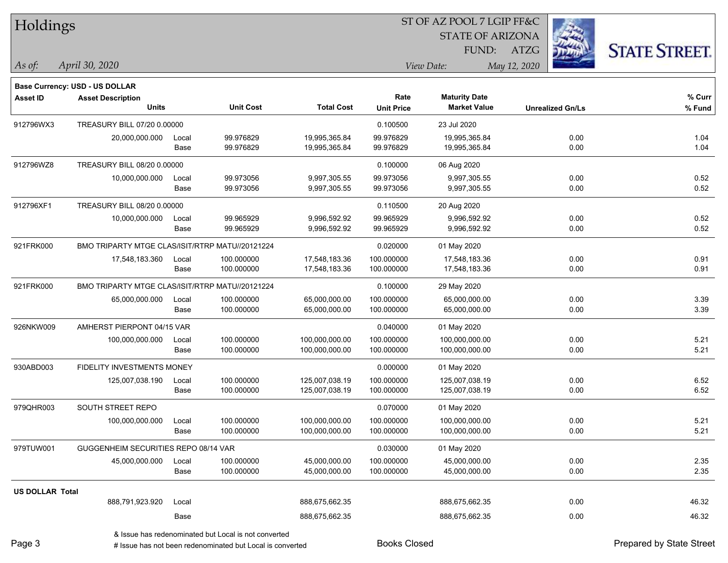# Holdings

ST OF AZ POOL 7 LGIP FF&C
STATE OF ARIZONA
FUND: ATZG

*As of:* *April 30, 2020*

*View Date:* *May 12, 2020*

**Base Currency: USD - US DOLLAR**

| Asset ID | Asset Description / Units | | Unit Cost | Total Cost | Rate / Unit Price | Maturity Date / Market Value | Unrealized Gn/Ls | % Curr / % Fund |
|---|---|---|---|---|---|---|---|---|
| 912796WX3 | TREASURY BILL 07/20 0.00000 | | | | 0.100500 | 23 Jul 2020 | | |
| | 20,000,000.000 | Local | 99.976829 | 19,995,365.84 | 99.976829 | 19,995,365.84 | 0.00 | 1.04 |
| | | Base | 99.976829 | 19,995,365.84 | 99.976829 | 19,995,365.84 | 0.00 | 1.04 |
| 912796WZ8 | TREASURY BILL 08/20 0.00000 | | | | 0.100000 | 06 Aug 2020 | | |
| | 10,000,000.000 | Local | 99.973056 | 9,997,305.55 | 99.973056 | 9,997,305.55 | 0.00 | 0.52 |
| | | Base | 99.973056 | 9,997,305.55 | 99.973056 | 9,997,305.55 | 0.00 | 0.52 |
| 912796XF1 | TREASURY BILL 08/20 0.00000 | | | | 0.110500 | 20 Aug 2020 | | |
| | 10,000,000.000 | Local | 99.965929 | 9,996,592.92 | 99.965929 | 9,996,592.92 | 0.00 | 0.52 |
| | | Base | 99.965929 | 9,996,592.92 | 99.965929 | 9,996,592.92 | 0.00 | 0.52 |
| 921FRK000 | BMO TRIPARTY MTGE CLAS/ISIT/RTRP MATU//20121224 | | | | 0.020000 | 01 May 2020 | | |
| | 17,548,183.360 | Local | 100.000000 | 17,548,183.36 | 100.000000 | 17,548,183.36 | 0.00 | 0.91 |
| | | Base | 100.000000 | 17,548,183.36 | 100.000000 | 17,548,183.36 | 0.00 | 0.91 |
| 921FRK000 | BMO TRIPARTY MTGE CLAS/ISIT/RTRP MATU//20121224 | | | | 0.100000 | 29 May 2020 | | |
| | 65,000,000.000 | Local | 100.000000 | 65,000,000.00 | 100.000000 | 65,000,000.00 | 0.00 | 3.39 |
| | | Base | 100.000000 | 65,000,000.00 | 100.000000 | 65,000,000.00 | 0.00 | 3.39 |
| 926NKW009 | AMHERST PIERPONT 04/15 VAR | | | | 0.040000 | 01 May 2020 | | |
| | 100,000,000.000 | Local | 100.000000 | 100,000,000.00 | 100.000000 | 100,000,000.00 | 0.00 | 5.21 |
| | | Base | 100.000000 | 100,000,000.00 | 100.000000 | 100,000,000.00 | 0.00 | 5.21 |
| 930ABD003 | FIDELITY INVESTMENTS MONEY | | | | 0.000000 | 01 May 2020 | | |
| | 125,007,038.190 | Local | 100.000000 | 125,007,038.19 | 100.000000 | 125,007,038.19 | 0.00 | 6.52 |
| | | Base | 100.000000 | 125,007,038.19 | 100.000000 | 125,007,038.19 | 0.00 | 6.52 |
| 979QHR003 | SOUTH STREET REPO | | | | 0.070000 | 01 May 2020 | | |
| | 100,000,000.000 | Local | 100.000000 | 100,000,000.00 | 100.000000 | 100,000,000.00 | 0.00 | 5.21 |
| | | Base | 100.000000 | 100,000,000.00 | 100.000000 | 100,000,000.00 | 0.00 | 5.21 |
| 979TUW001 | GUGGENHEIM SECURITIES REPO 08/14 VAR | | | | 0.030000 | 01 May 2020 | | |
| | 45,000,000.000 | Local | 100.000000 | 45,000,000.00 | 100.000000 | 45,000,000.00 | 0.00 | 2.35 |
| | | Base | 100.000000 | 45,000,000.00 | 100.000000 | 45,000,000.00 | 0.00 | 2.35 |
| **US DOLLAR Total** | | | | | | | | |
| | 888,791,923.920 | Local | | 888,675,662.35 | | 888,675,662.35 | 0.00 | 46.32 |
| | | Base | | 888,675,662.35 | | 888,675,662.35 | 0.00 | 46.32 |

& Issue has redenominated but Local is not converted
# Issue has not been redenominated but Local is converted

Books Closed

Prepared by State Street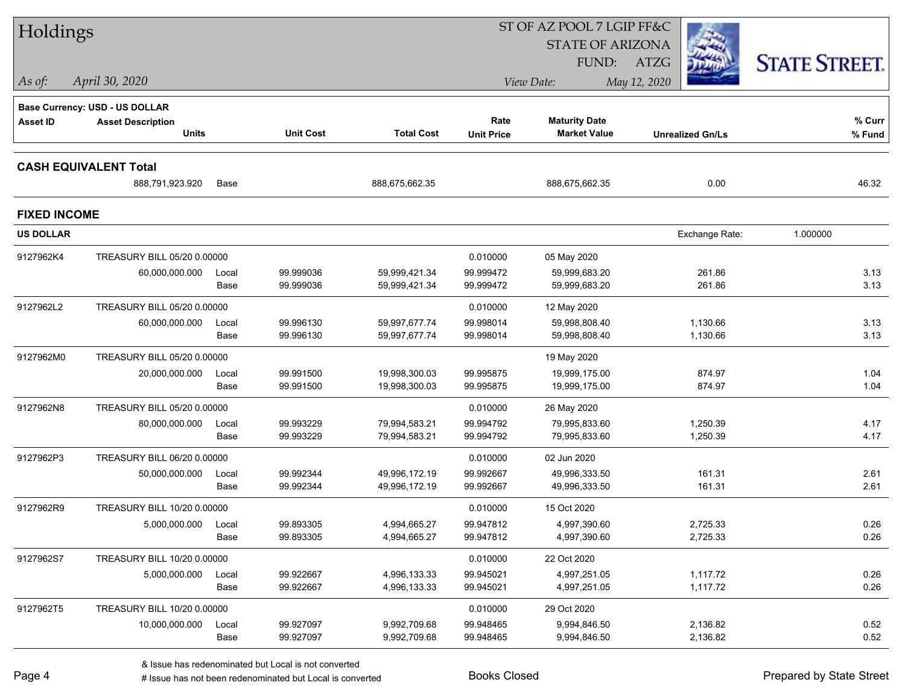# Holdings

ST OF AZ POOL 7 LGIP FF&C
STATE OF ARIZONA
FUND: ATZG

*As of:* *April 30, 2020*

*View Date:* *May 12, 2020*

**Base Currency: USD - US DOLLAR**

| Asset ID | Asset Description / Units | | Unit Cost | Total Cost | Rate / Unit Price | Maturity Date / Market Value | Unrealized Gn/Ls | % Curr / % Fund |
|---|---|---|---|---|---|---|---|---|
| **CASH EQUIVALENT Total** | | | | | | | | |
| | 888,791,923.920 | Base | | 888,675,662.35 | | 888,675,662.35 | 0.00 | 46.32 |
| **FIXED INCOME** | | | | | | | | |
| **US DOLLAR** | | | | | | | Exchange Rate: 1.000000 | |
| 9127962K4 | TREASURY BILL 05/20 0.00000 | | | | 0.010000 | 05 May 2020 | | |
| | 60,000,000.000 | Local | 99.999036 | 59,999,421.34 | 99.999472 | 59,999,683.20 | 261.86 | 3.13 |
| | | Base | 99.999036 | 59,999,421.34 | 99.999472 | 59,999,683.20 | 261.86 | 3.13 |
| 9127962L2 | TREASURY BILL 05/20 0.00000 | | | | 0.010000 | 12 May 2020 | | |
| | 60,000,000.000 | Local | 99.996130 | 59,997,677.74 | 99.998014 | 59,998,808.40 | 1,130.66 | 3.13 |
| | | Base | 99.996130 | 59,997,677.74 | 99.998014 | 59,998,808.40 | 1,130.66 | 3.13 |
| 9127962M0 | TREASURY BILL 05/20 0.00000 | | | | | 19 May 2020 | | |
| | 20,000,000.000 | Local | 99.991500 | 19,998,300.03 | 99.995875 | 19,999,175.00 | 874.97 | 1.04 |
| | | Base | 99.991500 | 19,998,300.03 | 99.995875 | 19,999,175.00 | 874.97 | 1.04 |
| 9127962N8 | TREASURY BILL 05/20 0.00000 | | | | 0.010000 | 26 May 2020 | | |
| | 80,000,000.000 | Local | 99.993229 | 79,994,583.21 | 99.994792 | 79,995,833.60 | 1,250.39 | 4.17 |
| | | Base | 99.993229 | 79,994,583.21 | 99.994792 | 79,995,833.60 | 1,250.39 | 4.17 |
| 9127962P3 | TREASURY BILL 06/20 0.00000 | | | | 0.010000 | 02 Jun 2020 | | |
| | 50,000,000.000 | Local | 99.992344 | 49,996,172.19 | 99.992667 | 49,996,333.50 | 161.31 | 2.61 |
| | | Base | 99.992344 | 49,996,172.19 | 99.992667 | 49,996,333.50 | 161.31 | 2.61 |
| 9127962R9 | TREASURY BILL 10/20 0.00000 | | | | 0.010000 | 15 Oct 2020 | | |
| | 5,000,000.000 | Local | 99.893305 | 4,994,665.27 | 99.947812 | 4,997,390.60 | 2,725.33 | 0.26 |
| | | Base | 99.893305 | 4,994,665.27 | 99.947812 | 4,997,390.60 | 2,725.33 | 0.26 |
| 9127962S7 | TREASURY BILL 10/20 0.00000 | | | | 0.010000 | 22 Oct 2020 | | |
| | 5,000,000.000 | Local | 99.922667 | 4,996,133.33 | 99.945021 | 4,997,251.05 | 1,117.72 | 0.26 |
| | | Base | 99.922667 | 4,996,133.33 | 99.945021 | 4,997,251.05 | 1,117.72 | 0.26 |
| 9127962T5 | TREASURY BILL 10/20 0.00000 | | | | 0.010000 | 29 Oct 2020 | | |
| | 10,000,000.000 | Local | 99.927097 | 9,992,709.68 | 99.948465 | 9,994,846.50 | 2,136.82 | 0.52 |
| | | Base | 99.927097 | 9,992,709.68 | 99.948465 | 9,994,846.50 | 2,136.82 | 0.52 |

& Issue has redenominated but Local is not converted
# Issue has not been redenominated but Local is converted

Books Closed

Prepared by State Street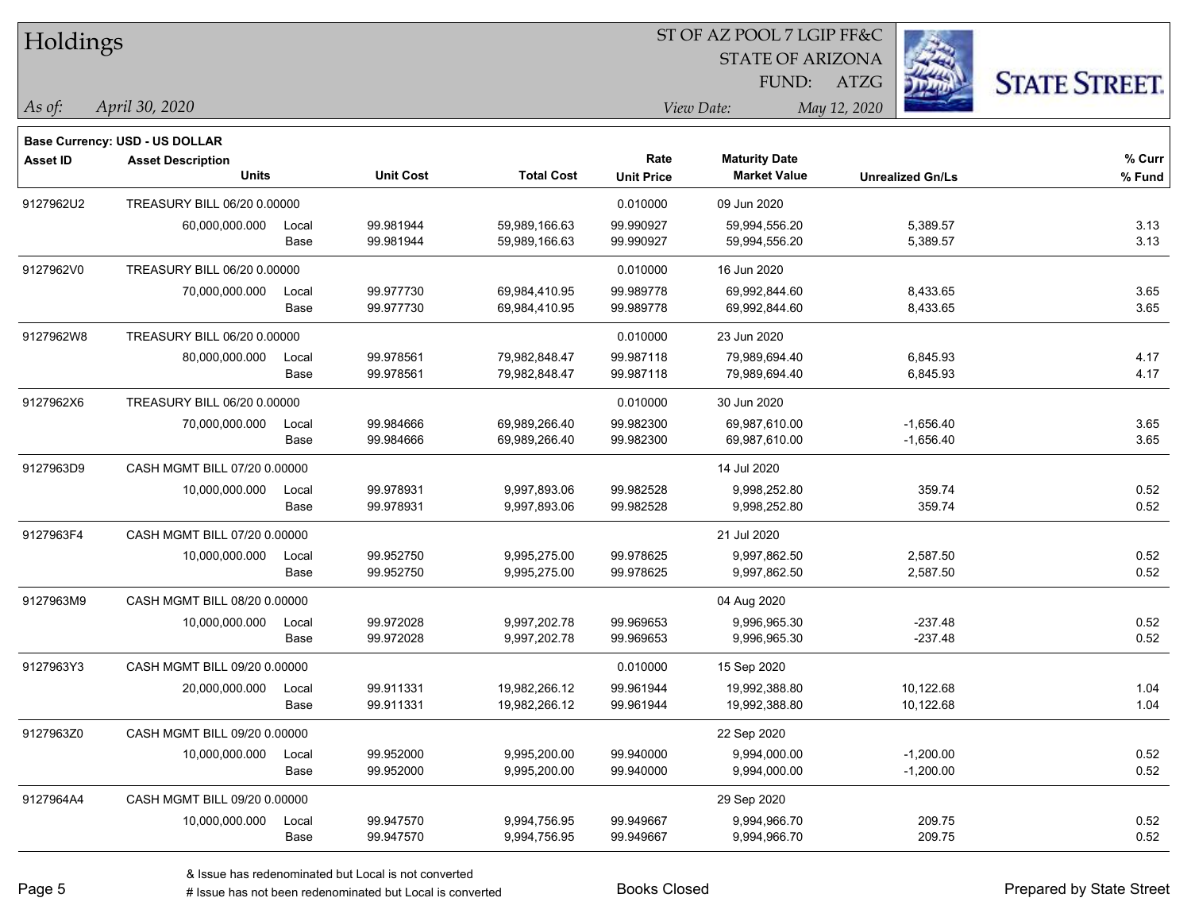# Holdings

ST OF AZ POOL 7 LGIP FF&C
STATE OF ARIZONA
FUND: ATZG

*As of:* *April 30, 2020*

*View Date:* *May 12, 2020*

**Base Currency: USD - US DOLLAR**

| Asset ID | Asset Description / Units | | Unit Cost | Total Cost | Rate / Unit Price | Maturity Date / Market Value | Unrealized Gn/Ls | % Curr / % Fund |
|---|---|---|---|---|---|---|---|---|
| 9127962U2 | TREASURY BILL 06/20 0.00000 | | | | 0.010000 | 09 Jun 2020 | | |
| | 60,000,000.000 | Local | 99.981944 | 59,989,166.63 | 99.990927 | 59,994,556.20 | 5,389.57 | 3.13 |
| | | Base | 99.981944 | 59,989,166.63 | 99.990927 | 59,994,556.20 | 5,389.57 | 3.13 |
| 9127962V0 | TREASURY BILL 06/20 0.00000 | | | | 0.010000 | 16 Jun 2020 | | |
| | 70,000,000.000 | Local | 99.977730 | 69,984,410.95 | 99.989778 | 69,992,844.60 | 8,433.65 | 3.65 |
| | | Base | 99.977730 | 69,984,410.95 | 99.989778 | 69,992,844.60 | 8,433.65 | 3.65 |
| 9127962W8 | TREASURY BILL 06/20 0.00000 | | | | 0.010000 | 23 Jun 2020 | | |
| | 80,000,000.000 | Local | 99.978561 | 79,982,848.47 | 99.987118 | 79,989,694.40 | 6,845.93 | 4.17 |
| | | Base | 99.978561 | 79,982,848.47 | 99.987118 | 79,989,694.40 | 6,845.93 | 4.17 |
| 9127962X6 | TREASURY BILL 06/20 0.00000 | | | | 0.010000 | 30 Jun 2020 | | |
| | 70,000,000.000 | Local | 99.984666 | 69,989,266.40 | 99.982300 | 69,987,610.00 | -1,656.40 | 3.65 |
| | | Base | 99.984666 | 69,989,266.40 | 99.982300 | 69,987,610.00 | -1,656.40 | 3.65 |
| 9127963D9 | CASH MGMT BILL 07/20 0.00000 | | | | | 14 Jul 2020 | | |
| | 10,000,000.000 | Local | 99.978931 | 9,997,893.06 | 99.982528 | 9,998,252.80 | 359.74 | 0.52 |
| | | Base | 99.978931 | 9,997,893.06 | 99.982528 | 9,998,252.80 | 359.74 | 0.52 |
| 9127963F4 | CASH MGMT BILL 07/20 0.00000 | | | | | 21 Jul 2020 | | |
| | 10,000,000.000 | Local | 99.952750 | 9,995,275.00 | 99.978625 | 9,997,862.50 | 2,587.50 | 0.52 |
| | | Base | 99.952750 | 9,995,275.00 | 99.978625 | 9,997,862.50 | 2,587.50 | 0.52 |
| 9127963M9 | CASH MGMT BILL 08/20 0.00000 | | | | | 04 Aug 2020 | | |
| | 10,000,000.000 | Local | 99.972028 | 9,997,202.78 | 99.969653 | 9,996,965.30 | -237.48 | 0.52 |
| | | Base | 99.972028 | 9,997,202.78 | 99.969653 | 9,996,965.30 | -237.48 | 0.52 |
| 9127963Y3 | CASH MGMT BILL 09/20 0.00000 | | | | 0.010000 | 15 Sep 2020 | | |
| | 20,000,000.000 | Local | 99.911331 | 19,982,266.12 | 99.961944 | 19,992,388.80 | 10,122.68 | 1.04 |
| | | Base | 99.911331 | 19,982,266.12 | 99.961944 | 19,992,388.80 | 10,122.68 | 1.04 |
| 9127963Z0 | CASH MGMT BILL 09/20 0.00000 | | | | | 22 Sep 2020 | | |
| | 10,000,000.000 | Local | 99.952000 | 9,995,200.00 | 99.940000 | 9,994,000.00 | -1,200.00 | 0.52 |
| | | Base | 99.952000 | 9,995,200.00 | 99.940000 | 9,994,000.00 | -1,200.00 | 0.52 |
| 9127964A4 | CASH MGMT BILL 09/20 0.00000 | | | | | 29 Sep 2020 | | |
| | 10,000,000.000 | Local | 99.947570 | 9,994,756.95 | 99.949667 | 9,994,966.70 | 209.75 | 0.52 |
| | | Base | 99.947570 | 9,994,756.95 | 99.949667 | 9,994,966.70 | 209.75 | 0.52 |

& Issue has redenominated but Local is not converted
# Issue has not been redenominated but Local is converted

Books Closed

Prepared by State Street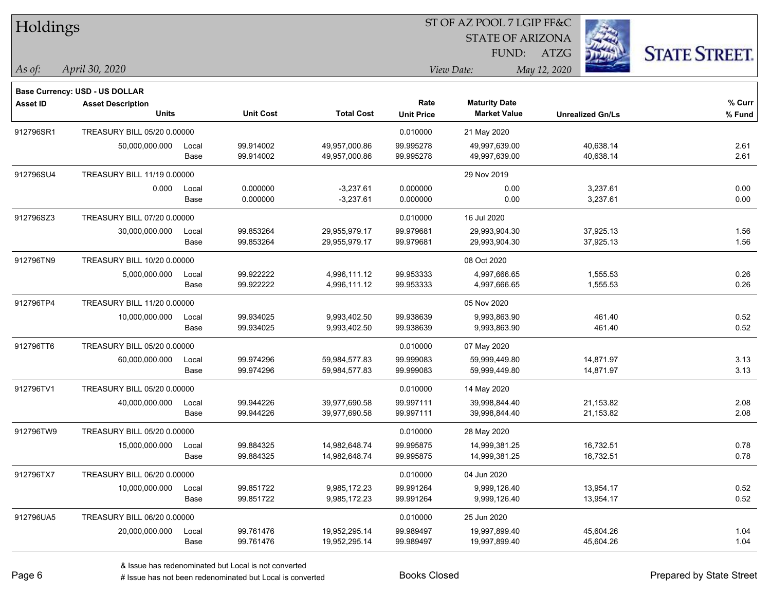# Holdings

ST OF AZ POOL 7 LGIP FF&C
STATE OF ARIZONA
FUND: ATZG

*As of:* *April 30, 2020*

*View Date:* *May 12, 2020*

**Base Currency: USD - US DOLLAR**

| Asset ID | Asset Description / Units | | Unit Cost | Total Cost | Rate / Unit Price | Maturity Date / Market Value | Unrealized Gn/Ls | % Curr / % Fund |
|---|---|---|---|---|---|---|---|---|
| 912796SR1 | TREASURY BILL 05/20 0.00000 | | | | 0.010000 | 21 May 2020 | | |
| | 50,000,000.000 | Local | 99.914002 | 49,957,000.86 | 99.995278 | 49,997,639.00 | 40,638.14 | 2.61 |
| | | Base | 99.914002 | 49,957,000.86 | 99.995278 | 49,997,639.00 | 40,638.14 | 2.61 |
| 912796SU4 | TREASURY BILL 11/19 0.00000 | | | | | 29 Nov 2019 | | |
| | 0.000 | Local | 0.000000 | -3,237.61 | 0.000000 | 0.00 | 3,237.61 | 0.00 |
| | | Base | 0.000000 | -3,237.61 | 0.000000 | 0.00 | 3,237.61 | 0.00 |
| 912796SZ3 | TREASURY BILL 07/20 0.00000 | | | | 0.010000 | 16 Jul 2020 | | |
| | 30,000,000.000 | Local | 99.853264 | 29,955,979.17 | 99.979681 | 29,993,904.30 | 37,925.13 | 1.56 |
| | | Base | 99.853264 | 29,955,979.17 | 99.979681 | 29,993,904.30 | 37,925.13 | 1.56 |
| 912796TN9 | TREASURY BILL 10/20 0.00000 | | | | | 08 Oct 2020 | | |
| | 5,000,000.000 | Local | 99.922222 | 4,996,111.12 | 99.953333 | 4,997,666.65 | 1,555.53 | 0.26 |
| | | Base | 99.922222 | 4,996,111.12 | 99.953333 | 4,997,666.65 | 1,555.53 | 0.26 |
| 912796TP4 | TREASURY BILL 11/20 0.00000 | | | | | 05 Nov 2020 | | |
| | 10,000,000.000 | Local | 99.934025 | 9,993,402.50 | 99.938639 | 9,993,863.90 | 461.40 | 0.52 |
| | | Base | 99.934025 | 9,993,402.50 | 99.938639 | 9,993,863.90 | 461.40 | 0.52 |
| 912796TT6 | TREASURY BILL 05/20 0.00000 | | | | 0.010000 | 07 May 2020 | | |
| | 60,000,000.000 | Local | 99.974296 | 59,984,577.83 | 99.999083 | 59,999,449.80 | 14,871.97 | 3.13 |
| | | Base | 99.974296 | 59,984,577.83 | 99.999083 | 59,999,449.80 | 14,871.97 | 3.13 |
| 912796TV1 | TREASURY BILL 05/20 0.00000 | | | | 0.010000 | 14 May 2020 | | |
| | 40,000,000.000 | Local | 99.944226 | 39,977,690.58 | 99.997111 | 39,998,844.40 | 21,153.82 | 2.08 |
| | | Base | 99.944226 | 39,977,690.58 | 99.997111 | 39,998,844.40 | 21,153.82 | 2.08 |
| 912796TW9 | TREASURY BILL 05/20 0.00000 | | | | 0.010000 | 28 May 2020 | | |
| | 15,000,000.000 | Local | 99.884325 | 14,982,648.74 | 99.995875 | 14,999,381.25 | 16,732.51 | 0.78 |
| | | Base | 99.884325 | 14,982,648.74 | 99.995875 | 14,999,381.25 | 16,732.51 | 0.78 |
| 912796TX7 | TREASURY BILL 06/20 0.00000 | | | | 0.010000 | 04 Jun 2020 | | |
| | 10,000,000.000 | Local | 99.851722 | 9,985,172.23 | 99.991264 | 9,999,126.40 | 13,954.17 | 0.52 |
| | | Base | 99.851722 | 9,985,172.23 | 99.991264 | 9,999,126.40 | 13,954.17 | 0.52 |
| 912796UA5 | TREASURY BILL 06/20 0.00000 | | | | 0.010000 | 25 Jun 2020 | | |
| | 20,000,000.000 | Local | 99.761476 | 19,952,295.14 | 99.989497 | 19,997,899.40 | 45,604.26 | 1.04 |
| | | Base | 99.761476 | 19,952,295.14 | 99.989497 | 19,997,899.40 | 45,604.26 | 1.04 |

& Issue has redenominated but Local is not converted
# Issue has not been redenominated but Local is converted

Books Closed

Prepared by State Street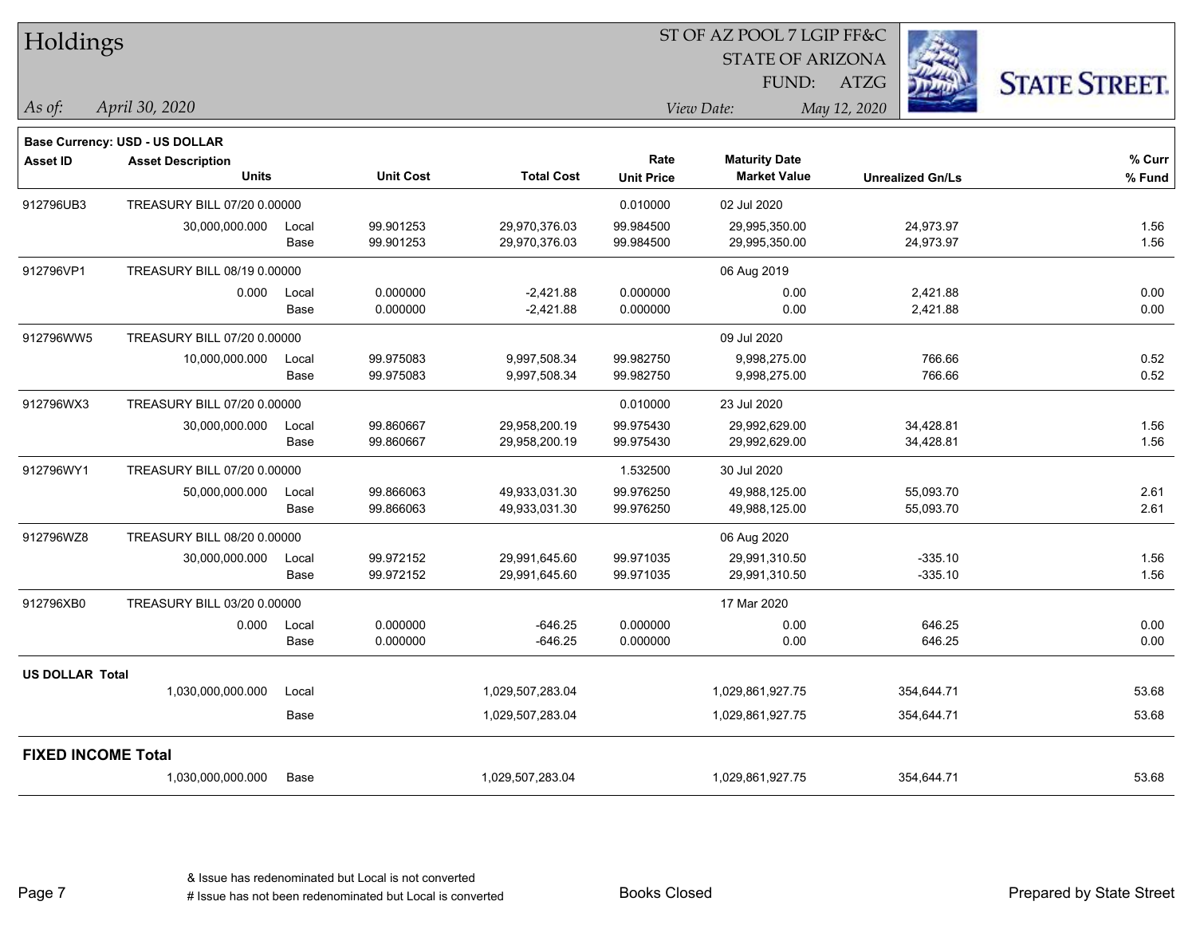# Holdings

ST OF AZ POOL 7 LGIP FF&C
STATE OF ARIZONA
FUND: ATZG

*As of:* *April 30, 2020*

*View Date:* *May 12, 2020*

**Base Currency: USD - US DOLLAR**

| Asset ID | Asset Description / Units | | Unit Cost | Total Cost | Rate / Unit Price | Maturity Date / Market Value | Unrealized Gn/Ls | % Curr / % Fund |
|---|---|---|---|---|---|---|---|---|
| 912796UB3 | TREASURY BILL 07/20 0.00000 | | | | 0.010000 | 02 Jul 2020 | | |
| | 30,000,000.000 | Local | 99.901253 | 29,970,376.03 | 99.984500 | 29,995,350.00 | 24,973.97 | 1.56 |
| | | Base | 99.901253 | 29,970,376.03 | 99.984500 | 29,995,350.00 | 24,973.97 | 1.56 |
| 912796VP1 | TREASURY BILL 08/19 0.00000 | | | | | 06 Aug 2019 | | |
| | 0.000 | Local | 0.000000 | -2,421.88 | 0.000000 | 0.00 | 2,421.88 | 0.00 |
| | | Base | 0.000000 | -2,421.88 | 0.000000 | 0.00 | 2,421.88 | 0.00 |
| 912796WW5 | TREASURY BILL 07/20 0.00000 | | | | | 09 Jul 2020 | | |
| | 10,000,000.000 | Local | 99.975083 | 9,997,508.34 | 99.982750 | 9,998,275.00 | 766.66 | 0.52 |
| | | Base | 99.975083 | 9,997,508.34 | 99.982750 | 9,998,275.00 | 766.66 | 0.52 |
| 912796WX3 | TREASURY BILL 07/20 0.00000 | | | | 0.010000 | 23 Jul 2020 | | |
| | 30,000,000.000 | Local | 99.860667 | 29,958,200.19 | 99.975430 | 29,992,629.00 | 34,428.81 | 1.56 |
| | | Base | 99.860667 | 29,958,200.19 | 99.975430 | 29,992,629.00 | 34,428.81 | 1.56 |
| 912796WY1 | TREASURY BILL 07/20 0.00000 | | | | 1.532500 | 30 Jul 2020 | | |
| | 50,000,000.000 | Local | 99.866063 | 49,933,031.30 | 99.976250 | 49,988,125.00 | 55,093.70 | 2.61 |
| | | Base | 99.866063 | 49,933,031.30 | 99.976250 | 49,988,125.00 | 55,093.70 | 2.61 |
| 912796WZ8 | TREASURY BILL 08/20 0.00000 | | | | | 06 Aug 2020 | | |
| | 30,000,000.000 | Local | 99.972152 | 29,991,645.60 | 99.971035 | 29,991,310.50 | -335.10 | 1.56 |
| | | Base | 99.972152 | 29,991,645.60 | 99.971035 | 29,991,310.50 | -335.10 | 1.56 |
| 912796XB0 | TREASURY BILL 03/20 0.00000 | | | | | 17 Mar 2020 | | |
| | 0.000 | Local | 0.000000 | -646.25 | 0.000000 | 0.00 | 646.25 | 0.00 |
| | | Base | 0.000000 | -646.25 | 0.000000 | 0.00 | 646.25 | 0.00 |
| **US DOLLAR Total** | | | | | | | | |
| | 1,030,000,000.000 | Local | | 1,029,507,283.04 | | 1,029,861,927.75 | 354,644.71 | 53.68 |
| | | Base | | 1,029,507,283.04 | | 1,029,861,927.75 | 354,644.71 | 53.68 |
| **FIXED INCOME Total** | | | | | | | | |
| | 1,030,000,000.000 | Base | | 1,029,507,283.04 | | 1,029,861,927.75 | 354,644.71 | 53.68 |

& Issue has redenominated but Local is not converted
# Issue has not been redenominated but Local is converted

Books Closed

Prepared by State Street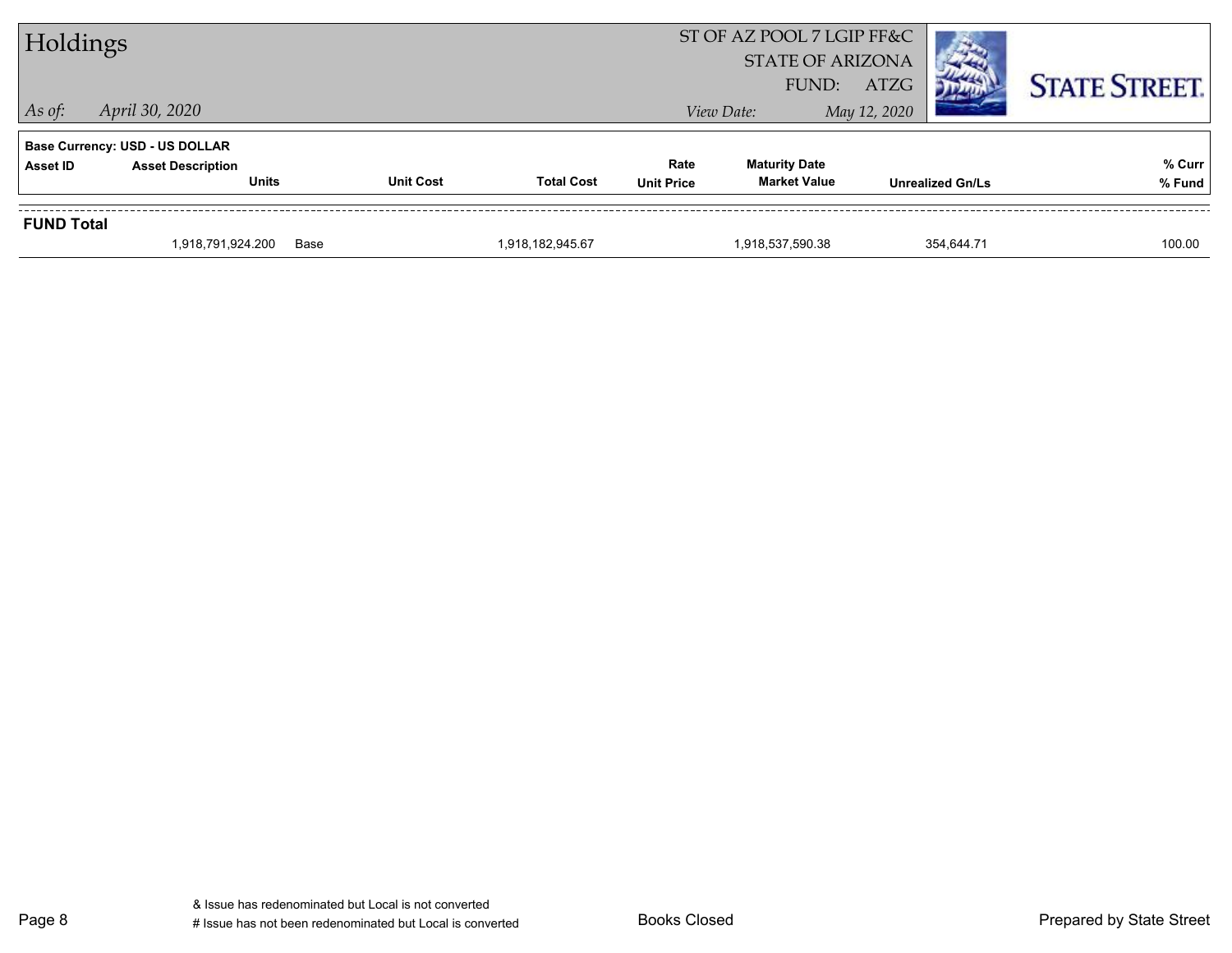# Holdings

*As of:* *April 30, 2020*

ST OF AZ POOL 7 LGIP FF&C
STATE OF ARIZONA
FUND: ATZG

*View Date:* *May 12, 2020*

**Base Currency: USD - US DOLLAR**

| Asset ID | Asset Description / Units | Unit Cost | Total Cost | Rate / Unit Price | Maturity Date / Market Value | Unrealized Gn/Ls | % Curr / % Fund |
|---|---|---|---|---|---|---|---|
| **FUND Total** | | | | | | | |
| | 1,918,791,924.200 | Base | 1,918,182,945.67 | | 1,918,537,590.38 | 354,644.71 | 100.00 |

& Issue has redenominated but Local is not converted
# Issue has not been redenominated but Local is converted

Books Closed

Prepared by State Street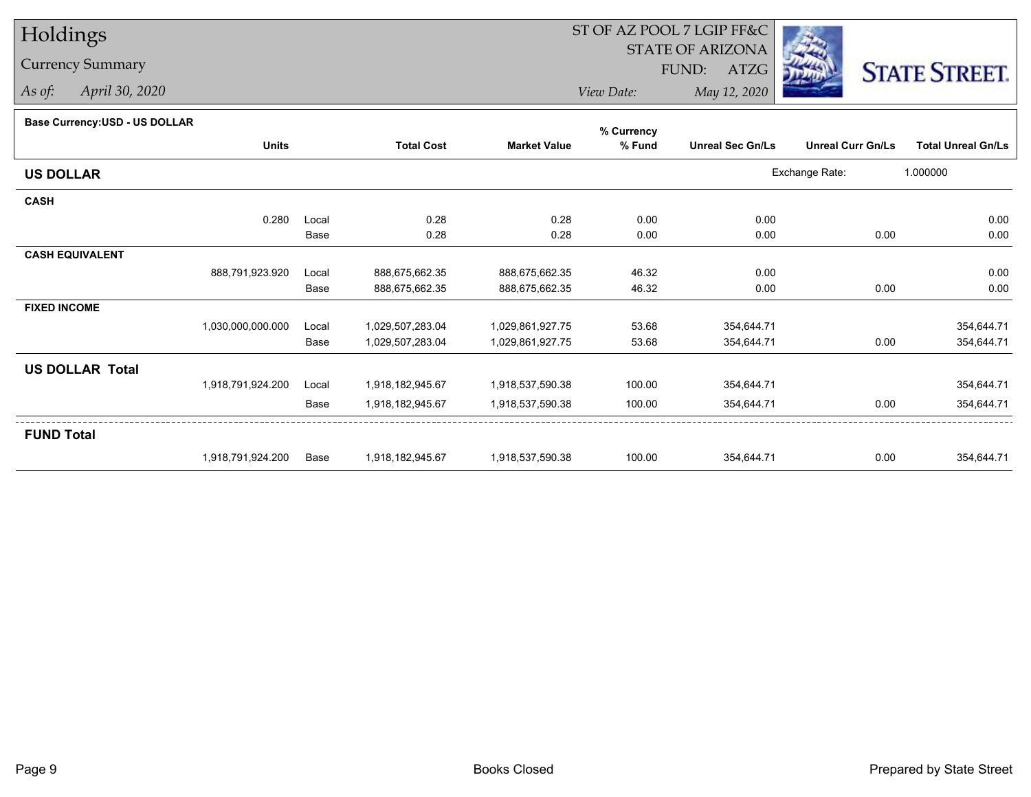# Holdings

## Currency Summary

*As of:* April 30, 2020

ST OF AZ POOL 7 LGIP FF&C
STATE OF ARIZONA
FUND: ATZG

*View Date:* May 12, 2020

STATE STREET.

**Base Currency:USD - US DOLLAR**

| | Units | | Total Cost | Market Value | % Currency % Fund | Unreal Sec Gn/Ls | Unreal Curr Gn/Ls | Total Unreal Gn/Ls |
|---|---|---|---|---|---|---|---|---|
| **US DOLLAR** | | | | | | Exchange Rate: | 1.000000 | |
| **CASH** | | | | | | | | |
| | 0.280 | Local | 0.28 | 0.28 | 0.00 | 0.00 | | 0.00 |
| | | Base | 0.28 | 0.28 | 0.00 | 0.00 | 0.00 | 0.00 |
| **CASH EQUIVALENT** | | | | | | | | |
| | 888,791,923.920 | Local | 888,675,662.35 | 888,675,662.35 | 46.32 | 0.00 | | 0.00 |
| | | Base | 888,675,662.35 | 888,675,662.35 | 46.32 | 0.00 | 0.00 | 0.00 |
| **FIXED INCOME** | | | | | | | | |
| | 1,030,000,000.000 | Local | 1,029,507,283.04 | 1,029,861,927.75 | 53.68 | 354,644.71 | | 354,644.71 |
| | | Base | 1,029,507,283.04 | 1,029,861,927.75 | 53.68 | 354,644.71 | 0.00 | 354,644.71 |
| **US DOLLAR Total** | | | | | | | | |
| | 1,918,791,924.200 | Local | 1,918,182,945.67 | 1,918,537,590.38 | 100.00 | 354,644.71 | | 354,644.71 |
| | | Base | 1,918,182,945.67 | 1,918,537,590.38 | 100.00 | 354,644.71 | 0.00 | 354,644.71 |
| **FUND Total** | | | | | | | | |
| | 1,918,791,924.200 | Base | 1,918,182,945.67 | 1,918,537,590.38 | 100.00 | 354,644.71 | 0.00 | 354,644.71 |

Books Closed

Prepared by State Street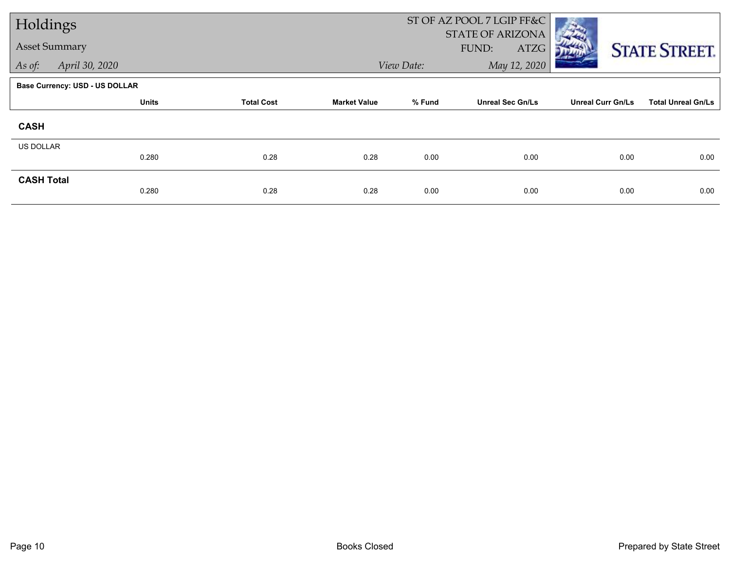# Holdings

Asset Summary

*As of:* April 30, 2020

ST OF AZ POOL 7 LGIP FF&C
STATE OF ARIZONA
FUND: ATZG

*View Date:* May 12, 2020

**Base Currency: USD - US DOLLAR**

| | Units | Total Cost | Market Value | % Fund | Unreal Sec Gn/Ls | Unreal Curr Gn/Ls | Total Unreal Gn/Ls |
|---|---|---|---|---|---|---|---|
| **CASH** | | | | | | | |
| US DOLLAR | 0.280 | 0.28 | 0.28 | 0.00 | 0.00 | 0.00 | 0.00 |
| **CASH Total** | 0.280 | 0.28 | 0.28 | 0.00 | 0.00 | 0.00 | 0.00 |

Books Closed

Prepared by State Street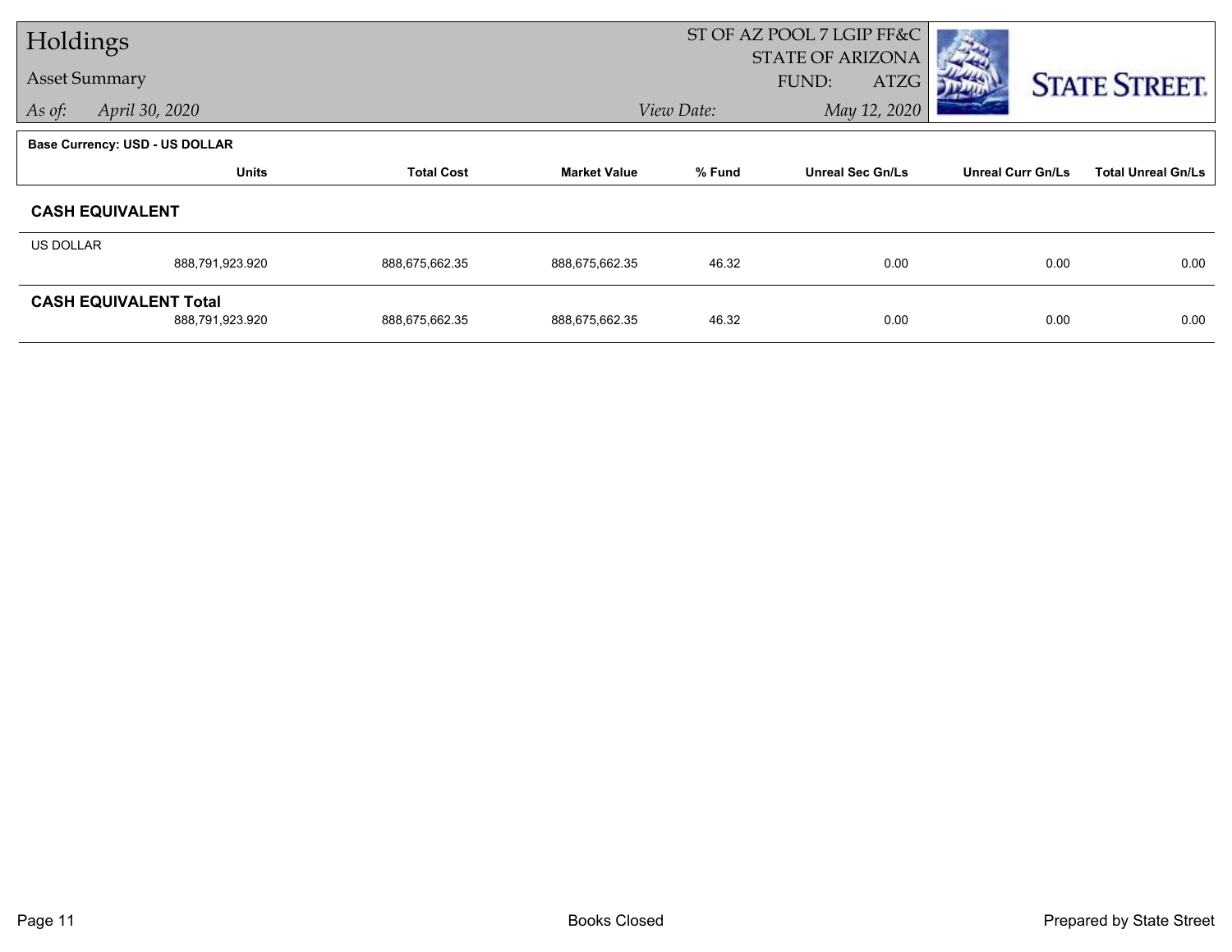# Holdings

## Asset Summary

*As of:* April 30, 2020

ST OF AZ POOL 7 LGIP FF&C
STATE OF ARIZONA
FUND: ATZG

*View Date:* May 12, 2020

**Base Currency: USD - US DOLLAR**

| | Units | Total Cost | Market Value | % Fund | Unreal Sec Gn/Ls | Unreal Curr Gn/Ls | Total Unreal Gn/Ls |
|---|---|---|---|---|---|---|---|
| **CASH EQUIVALENT** | | | | | | | |
| US DOLLAR | 888,791,923.920 | 888,675,662.35 | 888,675,662.35 | 46.32 | 0.00 | 0.00 | 0.00 |
| **CASH EQUIVALENT Total** | 888,791,923.920 | 888,675,662.35 | 888,675,662.35 | 46.32 | 0.00 | 0.00 | 0.00 |

Books Closed

Prepared by State Street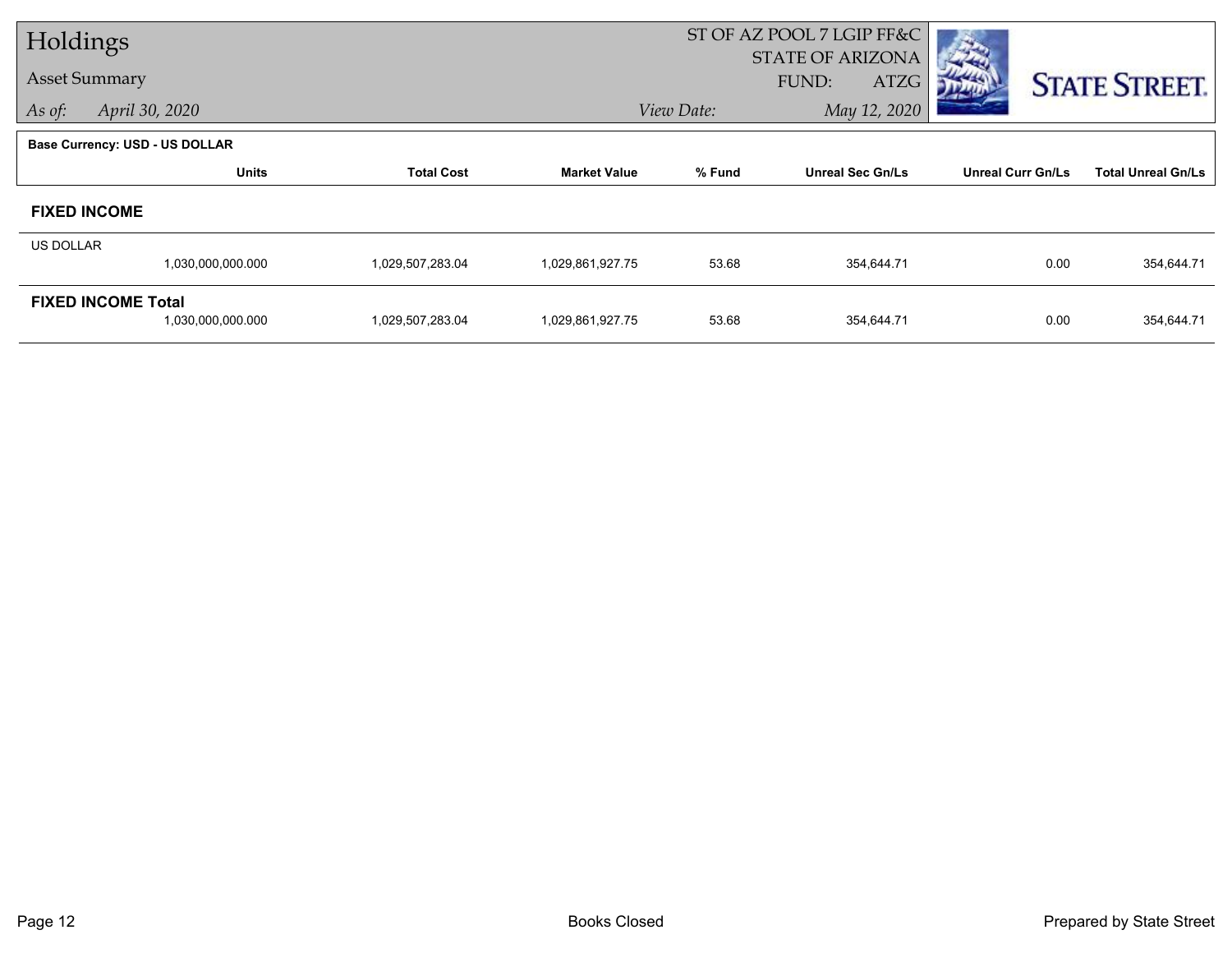# Holdings

## Asset Summary

*As of:* *April 30, 2020*

ST OF AZ POOL 7 LGIP FF&C
STATE OF ARIZONA
FUND: ATZG
*View Date:* *May 12, 2020*

**Base Currency: USD - US DOLLAR**

| | Units | Total Cost | Market Value | % Fund | Unreal Sec Gn/Ls | Unreal Curr Gn/Ls | Total Unreal Gn/Ls |
|---|---|---|---|---|---|---|---|
| **FIXED INCOME** | | | | | | | |
| US DOLLAR | 1,030,000,000.000 | 1,029,507,283.04 | 1,029,861,927.75 | 53.68 | 354,644.71 | 0.00 | 354,644.71 |
| **FIXED INCOME Total** | 1,030,000,000.000 | 1,029,507,283.04 | 1,029,861,927.75 | 53.68 | 354,644.71 | 0.00 | 354,644.71 |

Books Closed

Prepared by State Street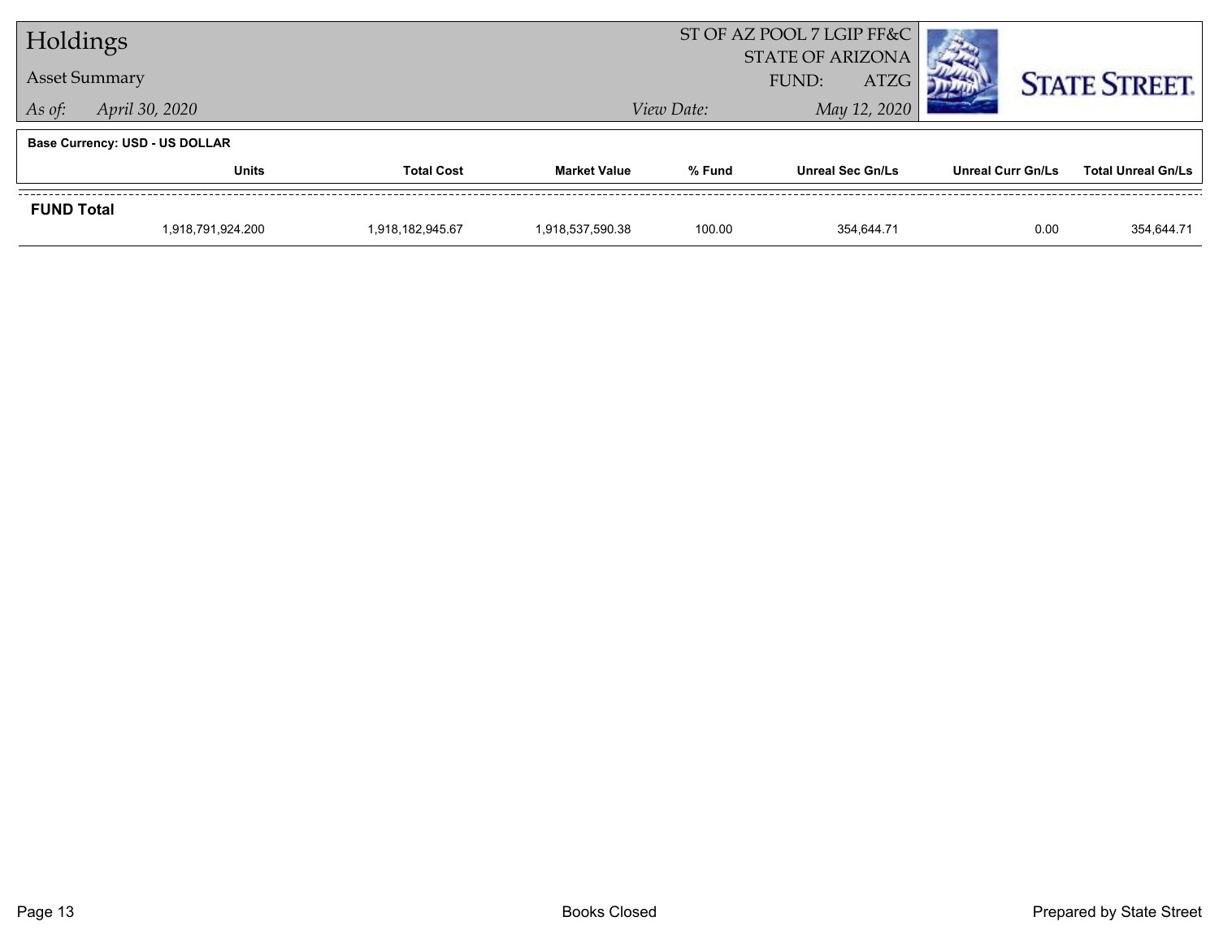# Holdings

## Asset Summary

*As of:* *April 30, 2020*

ST OF AZ POOL 7 LGIP FF&C
STATE OF ARIZONA
FUND: ATZG

*View Date:* *May 12, 2020*

**Base Currency: USD - US DOLLAR**

| | Units | Total Cost | Market Value | % Fund | Unreal Sec Gn/Ls | Unreal Curr Gn/Ls | Total Unreal Gn/Ls |
|---|---|---|---|---|---|---|---|
| **FUND Total** | | | | | | | |
| | 1,918,791,924.200 | 1,918,182,945.67 | 1,918,537,590.38 | 100.00 | 354,644.71 | 0.00 | 354,644.71 |

Books Closed

Prepared by State Street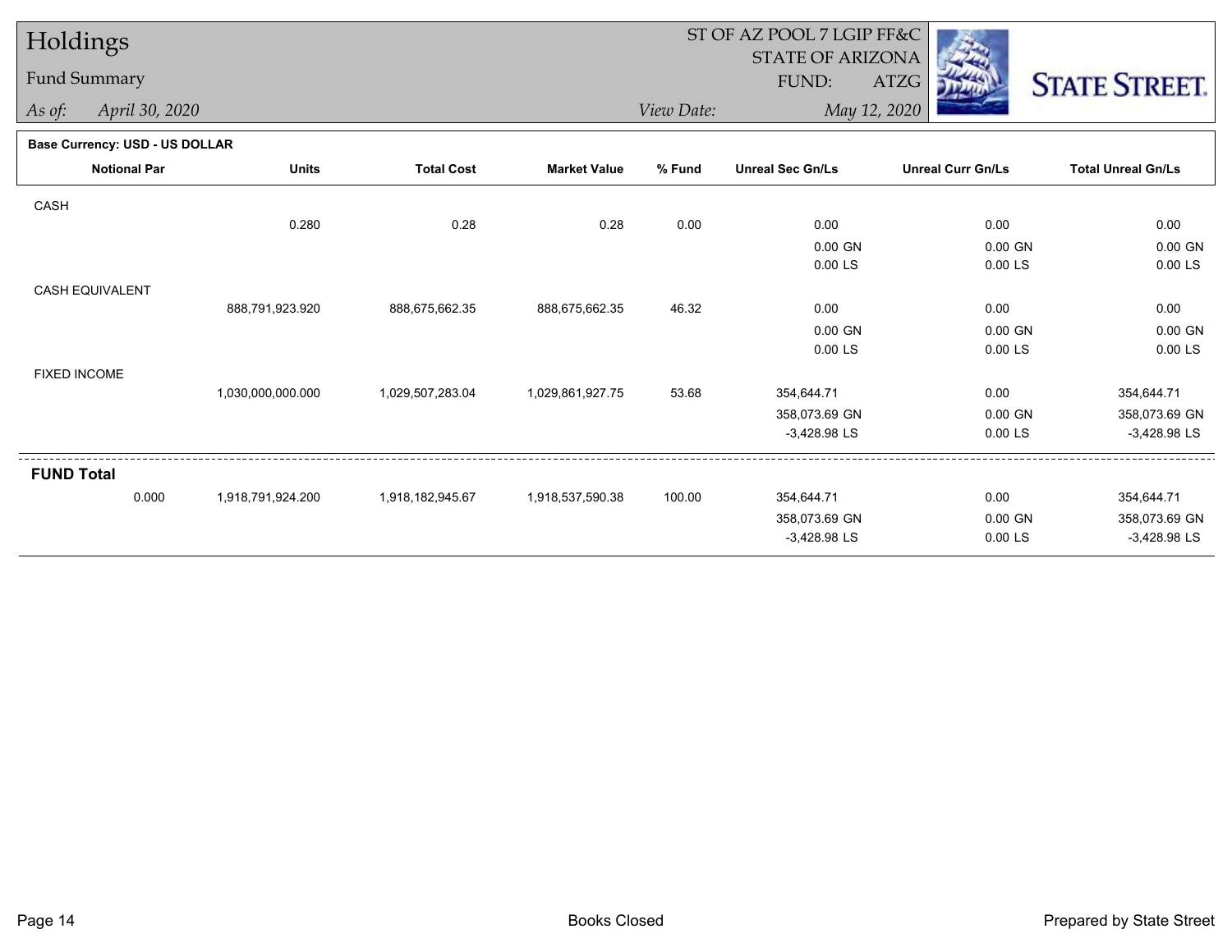# Holdings

Fund Summary

*As of:* *April 30, 2020*

ST OF AZ POOL 7 LGIP FF&C
STATE OF ARIZONA
FUND: ATZG

*View Date:* *May 12, 2020*

STATE STREET.

**Base Currency: USD - US DOLLAR**

| Notional Par | Units | Total Cost | Market Value | % Fund | Unreal Sec Gn/Ls | Unreal Curr Gn/Ls | Total Unreal Gn/Ls |
|---|---|---|---|---|---|---|---|
| CASH | | | | | | | |
| | 0.280 | 0.28 | 0.28 | 0.00 | 0.00 | 0.00 | 0.00 |
| | | | | | 0.00 GN | 0.00 GN | 0.00 GN |
| | | | | | 0.00 LS | 0.00 LS | 0.00 LS |
| CASH EQUIVALENT | | | | | | | |
| | 888,791,923.920 | 888,675,662.35 | 888,675,662.35 | 46.32 | 0.00 | 0.00 | 0.00 |
| | | | | | 0.00 GN | 0.00 GN | 0.00 GN |
| | | | | | 0.00 LS | 0.00 LS | 0.00 LS |
| FIXED INCOME | | | | | | | |
| | 1,030,000,000.000 | 1,029,507,283.04 | 1,029,861,927.75 | 53.68 | 354,644.71 | 0.00 | 354,644.71 |
| | | | | | 358,073.69 GN | 0.00 GN | 358,073.69 GN |
| | | | | | -3,428.98 LS | 0.00 LS | -3,428.98 LS |
| **FUND Total** | | | | | | | |
| 0.000 | 1,918,791,924.200 | 1,918,182,945.67 | 1,918,537,590.38 | 100.00 | 354,644.71 | 0.00 | 354,644.71 |
| | | | | | 358,073.69 GN | 0.00 GN | 358,073.69 GN |
| | | | | | -3,428.98 LS | 0.00 LS | -3,428.98 LS |

Books Closed

Prepared by State Street